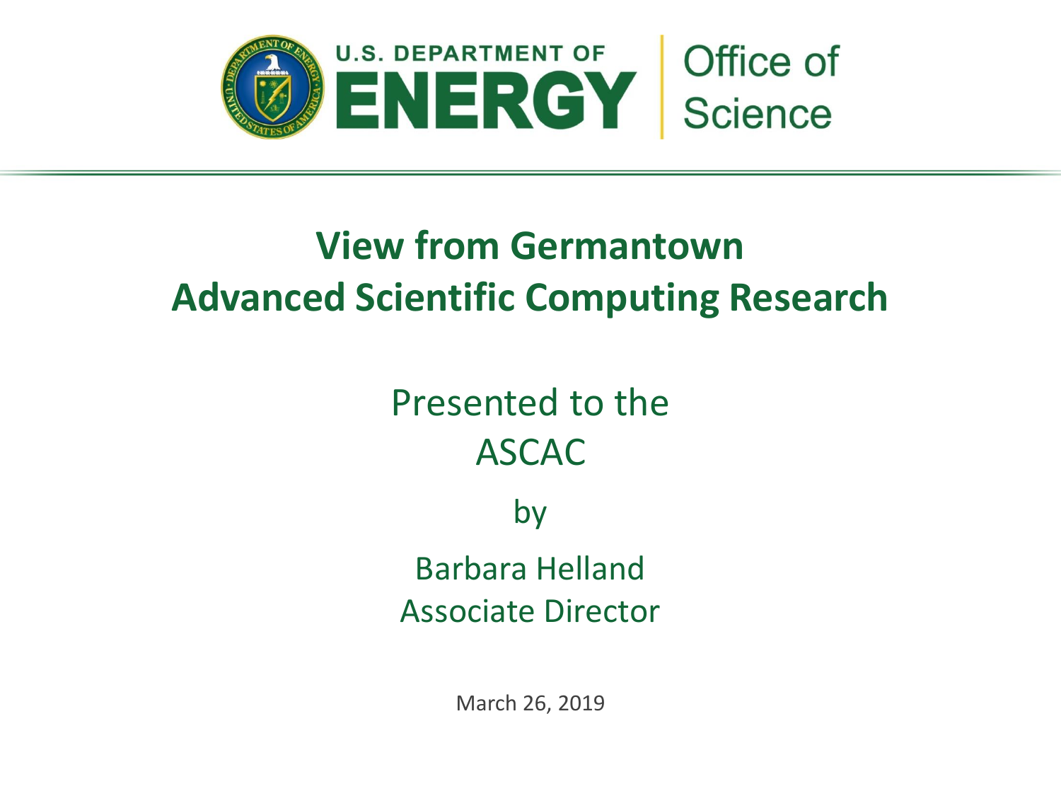U.S. DEPARTMENT OF ENERGY | Office of Science

# View from Germantown
# Advanced Scientific Computing Research

Presented to the
ASCAC

by

Barbara Helland
Associate Director

March 26, 2019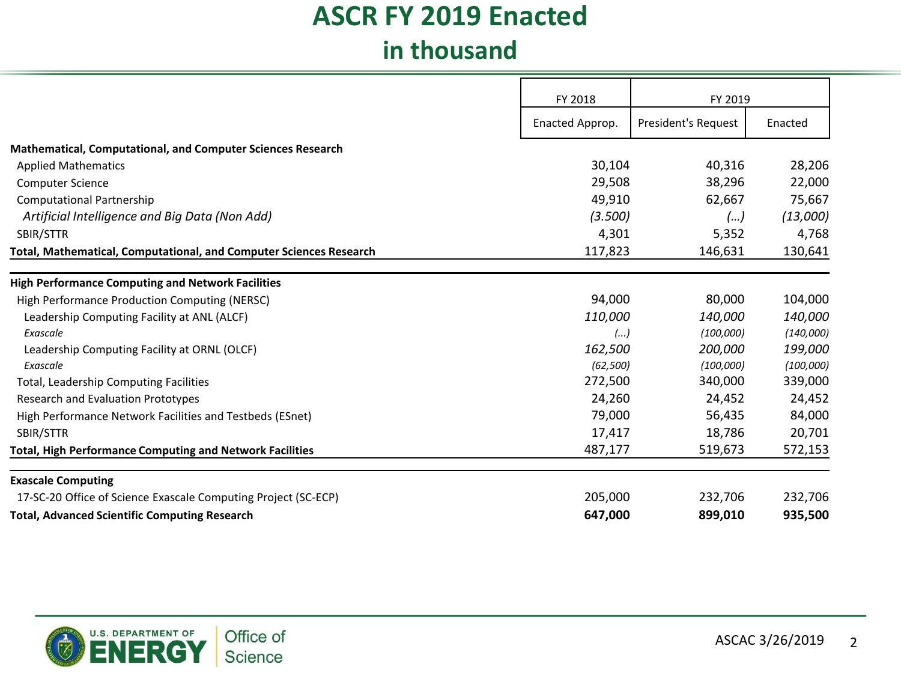# ASCR FY 2019 Enacted
## in thousand

| | FY 2018 | FY 2019 | |
|---|---|---|---|
| | Enacted Approp. | President's Request | Enacted |
| **Mathematical, Computational, and Computer Sciences Research** | | | |
| Applied Mathematics | 30,104 | 40,316 | 28,206 |
| Computer Science | 29,508 | 38,296 | 22,000 |
| Computational Partnership | 49,910 | 62,667 | 75,667 |
| *Artificial Intelligence and Big Data (Non Add)* | *(3.500)* | *(...)* | *(13,000)* |
| SBIR/STTR | 4,301 | 5,352 | 4,768 |
| **Total, Mathematical, Computational, and Computer Sciences Research** | 117,823 | 146,631 | 130,641 |
| **High Performance Computing and Network Facilities** | | | |
| High Performance Production Computing (NERSC) | 94,000 | 80,000 | 104,000 |
| Leadership Computing Facility at ANL (ALCF) | *110,000* | *140,000* | *140,000* |
| *Exascale* | *(...)* | *(100,000)* | *(140,000)* |
| Leadership Computing Facility at ORNL (OLCF) | *162,500* | *200,000* | *199,000* |
| *Exascale* | *(62,500)* | *(100,000)* | *(100,000)* |
| Total, Leadership Computing Facilities | 272,500 | 340,000 | 339,000 |
| Research and Evaluation Prototypes | 24,260 | 24,452 | 24,452 |
| High Performance Network Facilities and Testbeds (ESnet) | 79,000 | 56,435 | 84,000 |
| SBIR/STTR | 17,417 | 18,786 | 20,701 |
| **Total, High Performance Computing and Network Facilities** | 487,177 | 519,673 | 572,153 |
| **Exascale Computing** | | | |
| 17-SC-20 Office of Science Exascale Computing Project (SC-ECP) | 205,000 | 232,706 | 232,706 |
| **Total, Advanced Scientific Computing Research** | **647,000** | **899,010** | **935,500** |

ASCAC 3/26/2019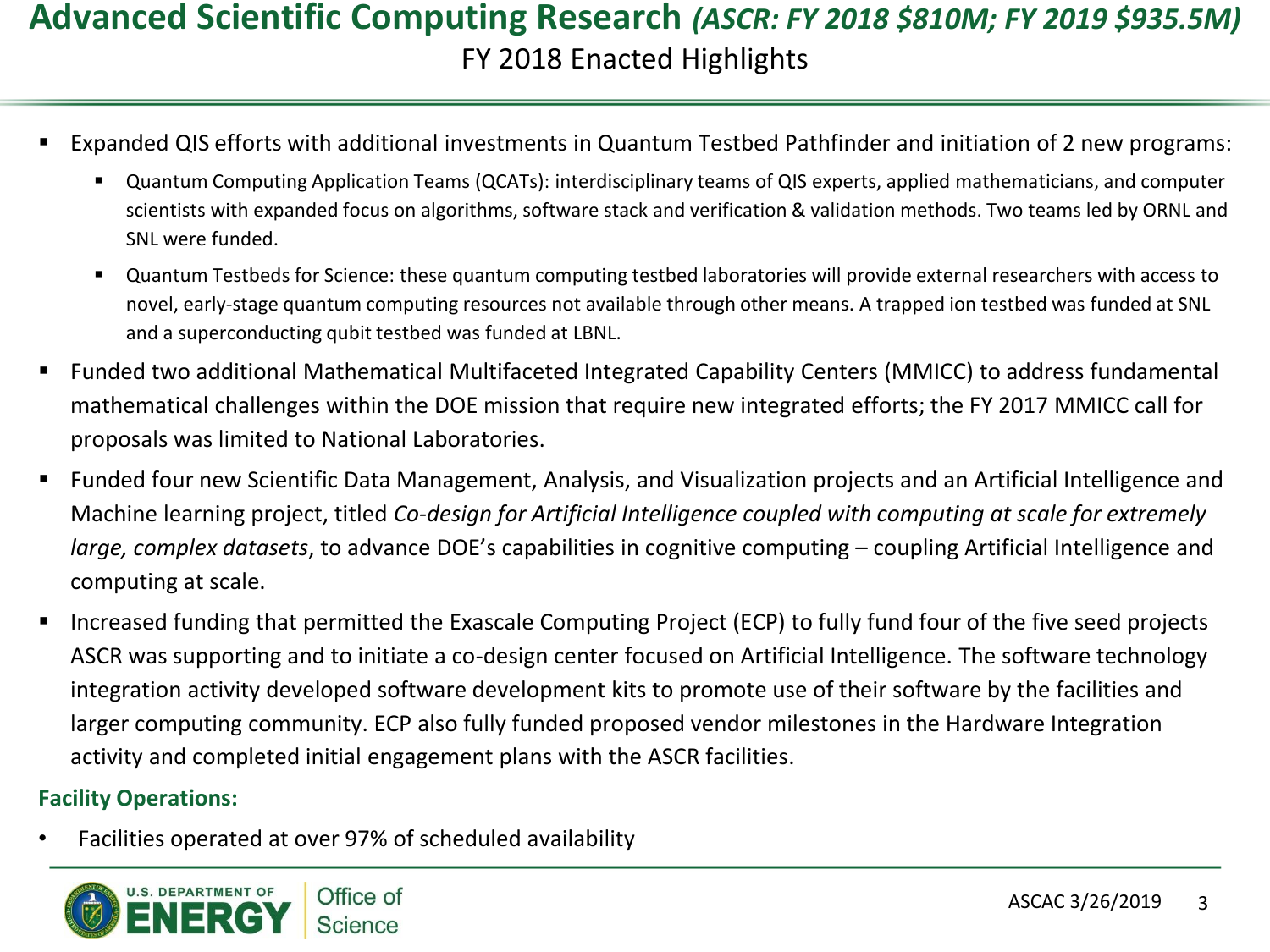# Advanced Scientific Computing Research *(ASCR: FY 2018 $810M; FY 2019 $935.5M)*

## FY 2018 Enacted Highlights

- Expanded QIS efforts with additional investments in Quantum Testbed Pathfinder and initiation of 2 new programs:
  - Quantum Computing Application Teams (QCATs): interdisciplinary teams of QIS experts, applied mathematicians, and computer scientists with expanded focus on algorithms, software stack and verification & validation methods. Two teams led by ORNL and SNL were funded.
  - Quantum Testbeds for Science: these quantum computing testbed laboratories will provide external researchers with access to novel, early-stage quantum computing resources not available through other means. A trapped ion testbed was funded at SNL and a superconducting qubit testbed was funded at LBNL.
- Funded two additional Mathematical Multifaceted Integrated Capability Centers (MMICC) to address fundamental mathematical challenges within the DOE mission that require new integrated efforts; the FY 2017 MMICC call for proposals was limited to National Laboratories.
- Funded four new Scientific Data Management, Analysis, and Visualization projects and an Artificial Intelligence and Machine learning project, titled *Co-design for Artificial Intelligence coupled with computing at scale for extremely large, complex datasets*, to advance DOE's capabilities in cognitive computing – coupling Artificial Intelligence and computing at scale.
- Increased funding that permitted the Exascale Computing Project (ECP) to fully fund four of the five seed projects ASCR was supporting and to initiate a co-design center focused on Artificial Intelligence. The software technology integration activity developed software development kits to promote use of their software by the facilities and larger computing community. ECP also fully funded proposed vendor milestones in the Hardware Integration activity and completed initial engagement plans with the ASCR facilities.

**Facility Operations:**

- Facilities operated at over 97% of scheduled availability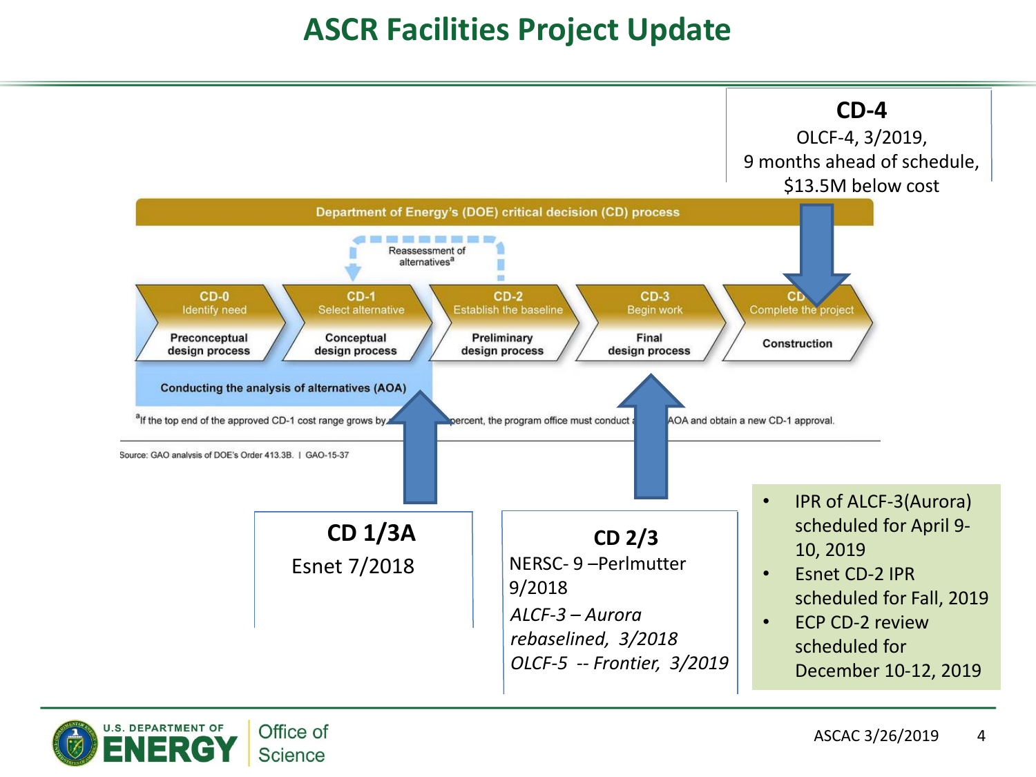# ASCR Facilities Project Update

**CD-4**
OLCF-4, 3/2019,
9 months ahead of schedule,
$13.5M below cost

Department of Energy's (DOE) critical decision (CD) process

Reassessment of alternatives[a]

| CD-0 Identify need | CD-1 Select alternative | CD-2 Establish the baseline | CD-3 Begin work | CD-4 Complete the project |
|---|---|---|---|---|
| Preconceptual design process | Conceptual design process | Preliminary design process | Final design process | Construction |

Conducting the analysis of alternatives (AOA)

[a]If the top end of the approved CD-1 cost range grows by … percent, the program office must conduct a … AOA and obtain a new CD-1 approval.

Source: GAO analysis of DOE's Order 413.3B. | GAO-15-37

**CD 1/3A**
Esnet 7/2018

**CD 2/3**
NERSC- 9 –Perlmutter 9/2018
*ALCF-3 – Aurora rebaselined, 3/2018*
*OLCF-5 -- Frontier, 3/2019*

- IPR of ALCF-3(Aurora) scheduled for April 9-10, 2019
- Esnet CD-2 IPR scheduled for Fall, 2019
- ECP CD-2 review scheduled for December 10-12, 2019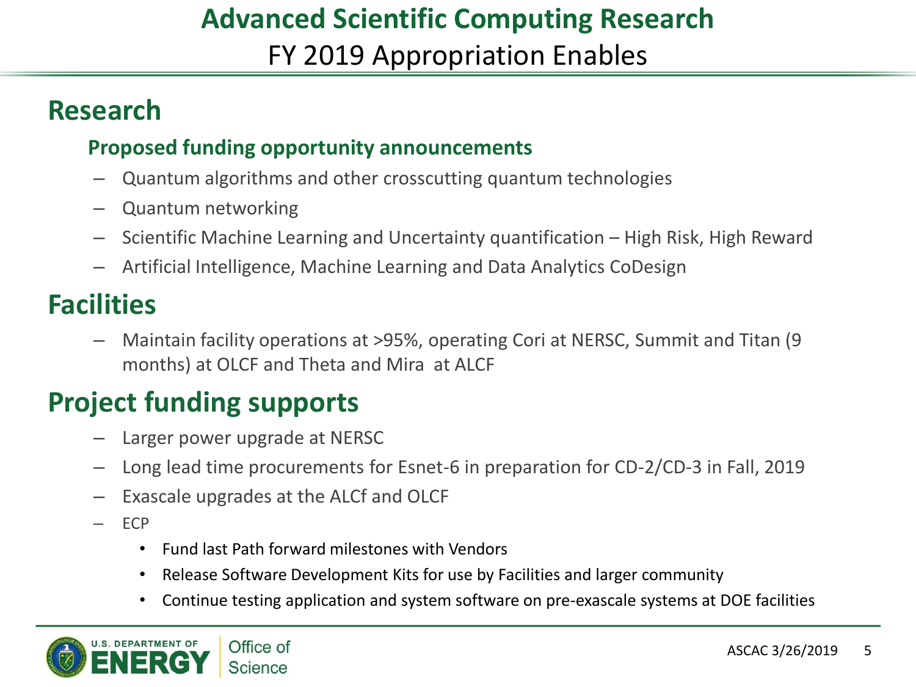# Advanced Scientific Computing Research

## FY 2019 Appropriation Enables

## Research

### Proposed funding opportunity announcements

- Quantum algorithms and other crosscutting quantum technologies
- Quantum networking
- Scientific Machine Learning and Uncertainty quantification – High Risk, High Reward
- Artificial Intelligence, Machine Learning and Data Analytics CoDesign

## Facilities

- Maintain facility operations at >95%, operating Cori at NERSC, Summit and Titan (9 months) at OLCF and Theta and Mira at ALCF

## Project funding supports

- Larger power upgrade at NERSC
- Long lead time procurements for Esnet-6 in preparation for CD-2/CD-3 in Fall, 2019
- Exascale upgrades at the ALCf and OLCF
- ECP
  - Fund last Path forward milestones with Vendors
  - Release Software Development Kits for use by Facilities and larger community
  - Continue testing application and system software on pre-exascale systems at DOE facilities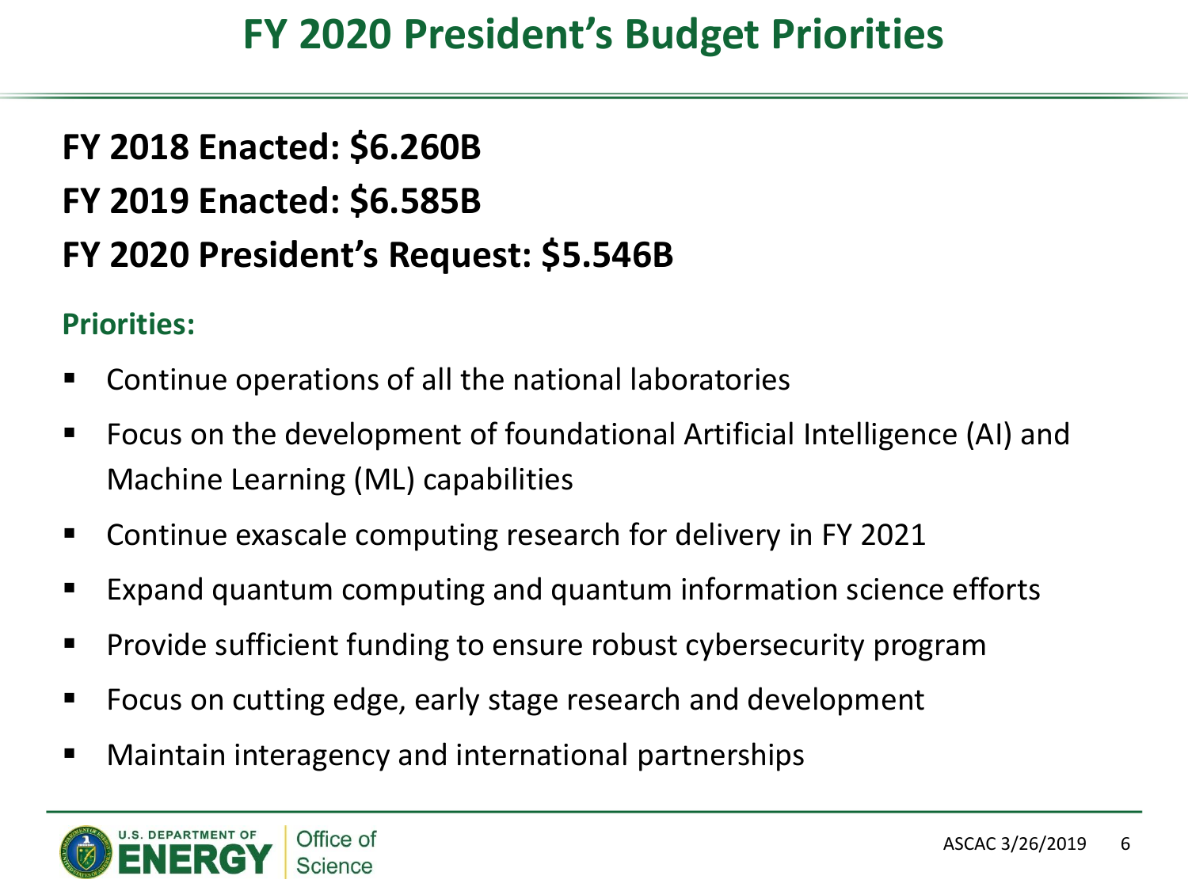# FY 2020 President's Budget Priorities

**FY 2018 Enacted: $6.260B**

**FY 2019 Enacted: $6.585B**

**FY 2020 President's Request: $5.546B**

**Priorities:**

- Continue operations of all the national laboratories
- Focus on the development of foundational Artificial Intelligence (AI) and Machine Learning (ML) capabilities
- Continue exascale computing research for delivery in FY 2021
- Expand quantum computing and quantum information science efforts
- Provide sufficient funding to ensure robust cybersecurity program
- Focus on cutting edge, early stage research and development
- Maintain interagency and international partnerships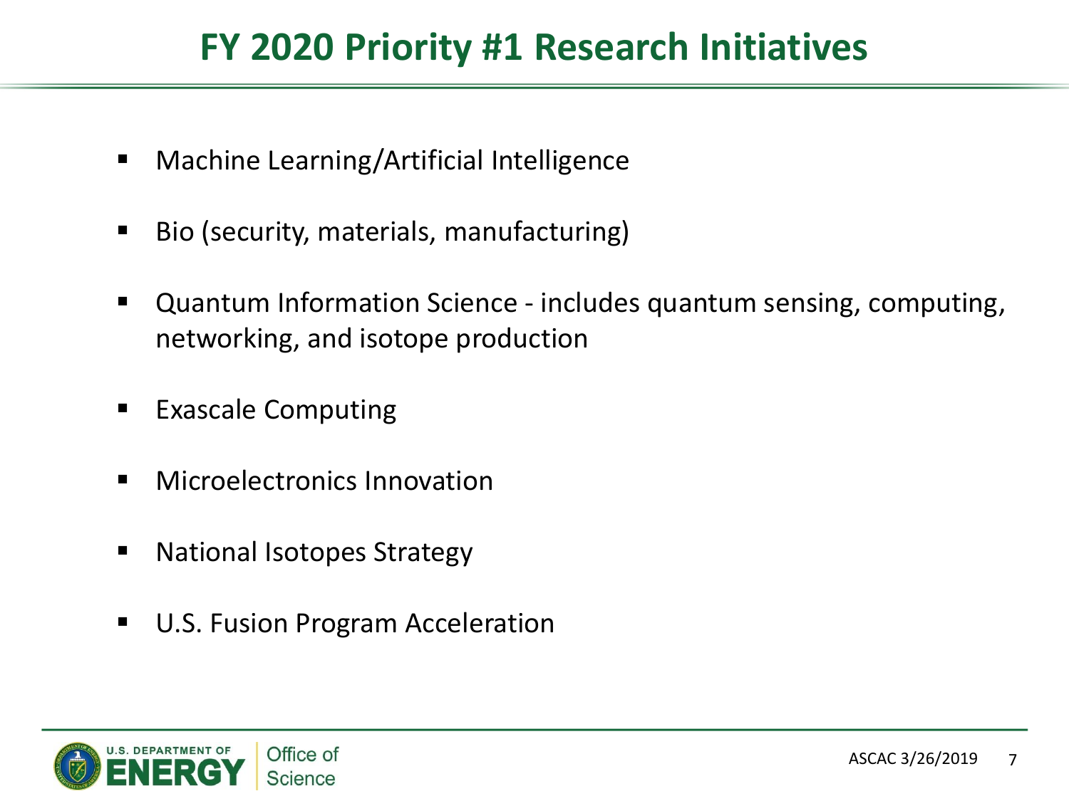# FY 2020 Priority #1 Research Initiatives

- Machine Learning/Artificial Intelligence
- Bio (security, materials, manufacturing)
- Quantum Information Science - includes quantum sensing, computing, networking, and isotope production
- Exascale Computing
- Microelectronics Innovation
- National Isotopes Strategy
- U.S. Fusion Program Acceleration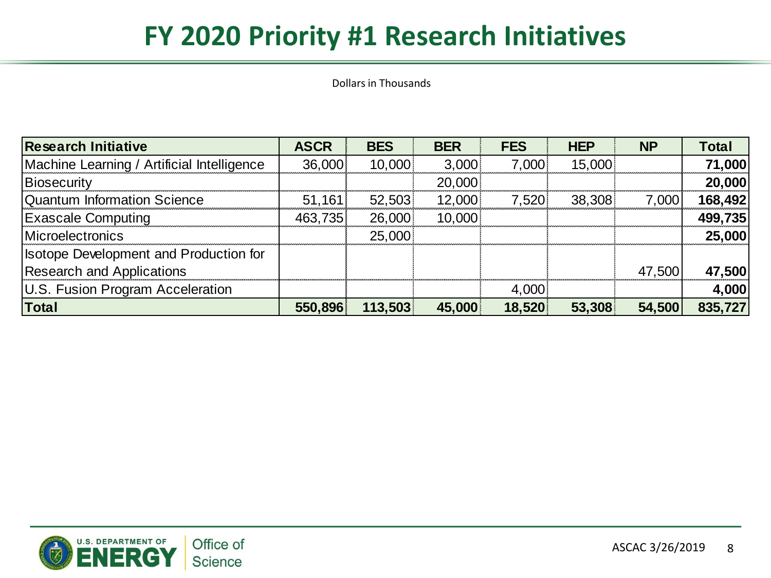# FY 2020 Priority #1 Research Initiatives

Dollars in Thousands

| Research Initiative | ASCR | BES | BER | FES | HEP | NP | Total |
|---|---|---|---|---|---|---|---|
| Machine Learning / Artificial Intelligence | 36,000 | 10,000 | 3,000 | 7,000 | 15,000 | | **71,000** |
| Biosecurity | | | 20,000 | | | | **20,000** |
| Quantum Information Science | 51,161 | 52,503 | 12,000 | 7,520 | 38,308 | 7,000 | **168,492** |
| Exascale Computing | 463,735 | 26,000 | 10,000 | | | | **499,735** |
| Microelectronics | | 25,000 | | | | | **25,000** |
| Isotope Development and Production for Research and Applications | | | | | | 47,500 | **47,500** |
| U.S. Fusion Program Acceleration | | | | 4,000 | | | **4,000** |
| **Total** | **550,896** | **113,503** | **45,000** | **18,520** | **53,308** | **54,500** | **835,727** |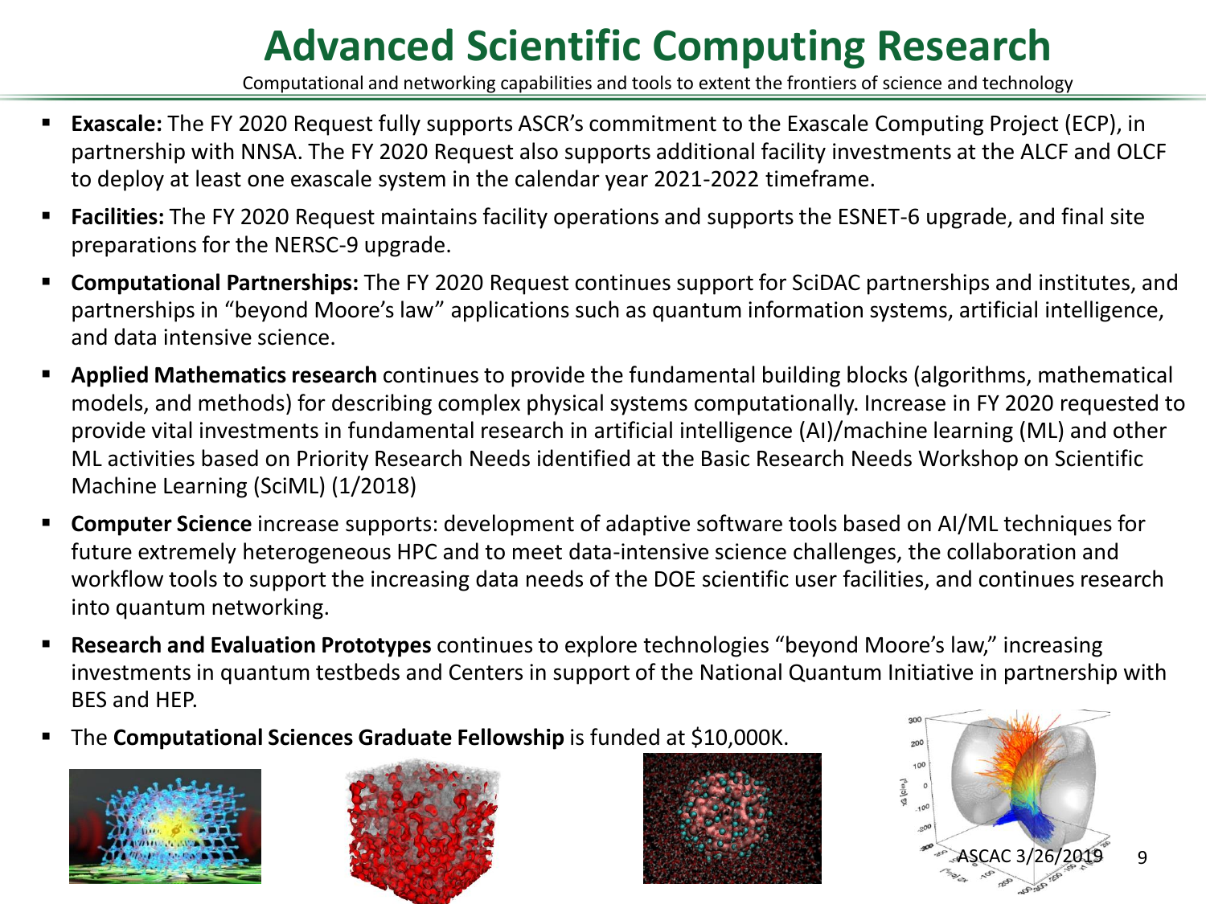# Advanced Scientific Computing Research

Computational and networking capabilities and tools to extent the frontiers of science and technology

- **Exascale:** The FY 2020 Request fully supports ASCR's commitment to the Exascale Computing Project (ECP), in partnership with NNSA. The FY 2020 Request also supports additional facility investments at the ALCF and OLCF to deploy at least one exascale system in the calendar year 2021-2022 timeframe.
- **Facilities:** The FY 2020 Request maintains facility operations and supports the ESNET-6 upgrade, and final site preparations for the NERSC-9 upgrade.
- **Computational Partnerships:** The FY 2020 Request continues support for SciDAC partnerships and institutes, and partnerships in "beyond Moore's law" applications such as quantum information systems, artificial intelligence, and data intensive science.
- **Applied Mathematics research** continues to provide the fundamental building blocks (algorithms, mathematical models, and methods) for describing complex physical systems computationally. Increase in FY 2020 requested to provide vital investments in fundamental research in artificial intelligence (AI)/machine learning (ML) and other ML activities based on Priority Research Needs identified at the Basic Research Needs Workshop on Scientific Machine Learning (SciML) (1/2018)
- **Computer Science** increase supports: development of adaptive software tools based on AI/ML techniques for future extremely heterogeneous HPC and to meet data-intensive science challenges, the collaboration and workflow tools to support the increasing data needs of the DOE scientific user facilities, and continues research into quantum networking.
- **Research and Evaluation Prototypes** continues to explore technologies "beyond Moore's law," increasing investments in quantum testbeds and Centers in support of the National Quantum Initiative in partnership with BES and HEP.
- The **Computational Sciences Graduate Fellowship** is funded at $10,000K.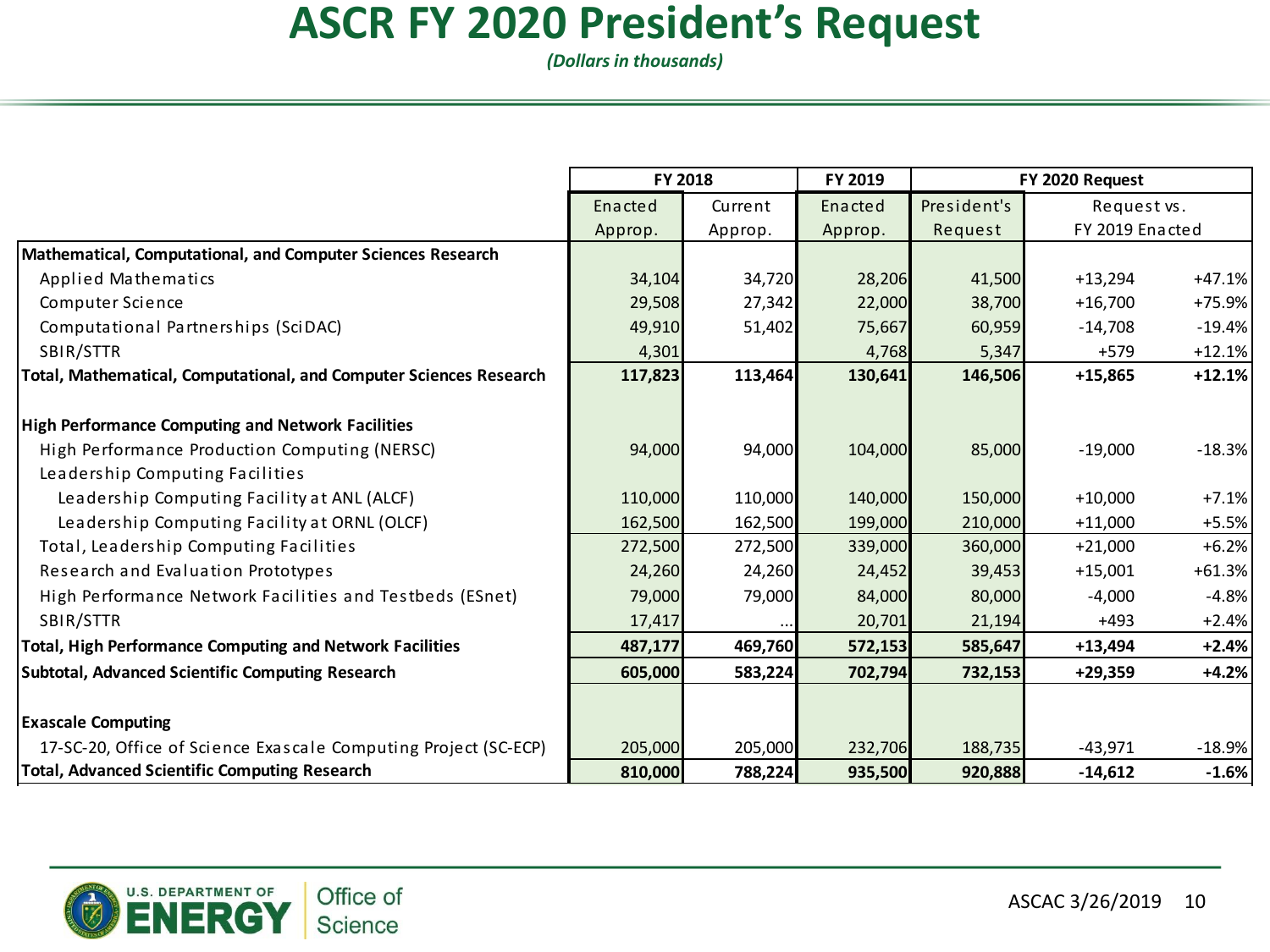# ASCR FY 2020 President's Request

*(Dollars in thousands)*

| | FY 2018 | | FY 2019 | FY 2020 Request | | |
|---|---|---|---|---|---|---|
| | Enacted Approp. | Current Approp. | Enacted Approp. | President's Request | Request vs. FY 2019 Enacted | |
| **Mathematical, Computational, and Computer Sciences Research** | | | | | | |
| Applied Mathematics | 34,104 | 34,720 | 28,206 | 41,500 | +13,294 | +47.1% |
| Computer Science | 29,508 | 27,342 | 22,000 | 38,700 | +16,700 | +75.9% |
| Computational Partnerships (SciDAC) | 49,910 | 51,402 | 75,667 | 60,959 | -14,708 | -19.4% |
| SBIR/STTR | 4,301 | | 4,768 | 5,347 | +579 | +12.1% |
| **Total, Mathematical, Computational, and Computer Sciences Research** | **117,823** | **113,464** | **130,641** | **146,506** | **+15,865** | **+12.1%** |
| | | | | | | |
| **High Performance Computing and Network Facilities** | | | | | | |
| High Performance Production Computing (NERSC) | 94,000 | 94,000 | 104,000 | 85,000 | -19,000 | -18.3% |
| Leadership Computing Facilities | | | | | | |
| Leadership Computing Facility at ANL (ALCF) | 110,000 | 110,000 | 140,000 | 150,000 | +10,000 | +7.1% |
| Leadership Computing Facility at ORNL (OLCF) | 162,500 | 162,500 | 199,000 | 210,000 | +11,000 | +5.5% |
| Total, Leadership Computing Facilities | 272,500 | 272,500 | 339,000 | 360,000 | +21,000 | +6.2% |
| Research and Evaluation Prototypes | 24,260 | 24,260 | 24,452 | 39,453 | +15,001 | +61.3% |
| High Performance Network Facilities and Testbeds (ESnet) | 79,000 | 79,000 | 84,000 | 80,000 | -4,000 | -4.8% |
| SBIR/STTR | 17,417 | ... | 20,701 | 21,194 | +493 | +2.4% |
| **Total, High Performance Computing and Network Facilities** | **487,177** | **469,760** | **572,153** | **585,647** | **+13,494** | **+2.4%** |
| **Subtotal, Advanced Scientific Computing Research** | **605,000** | **583,224** | **702,794** | **732,153** | **+29,359** | **+4.2%** |
| | | | | | | |
| **Exascale Computing** | | | | | | |
| 17-SC-20, Office of Science Exascale Computing Project (SC-ECP) | 205,000 | 205,000 | 232,706 | 188,735 | -43,971 | -18.9% |
| **Total, Advanced Scientific Computing Research** | **810,000** | **788,224** | **935,500** | **920,888** | **-14,612** | **-1.6%** |

U.S. Department of Energy | Office of Science

ASCAC 3/26/2019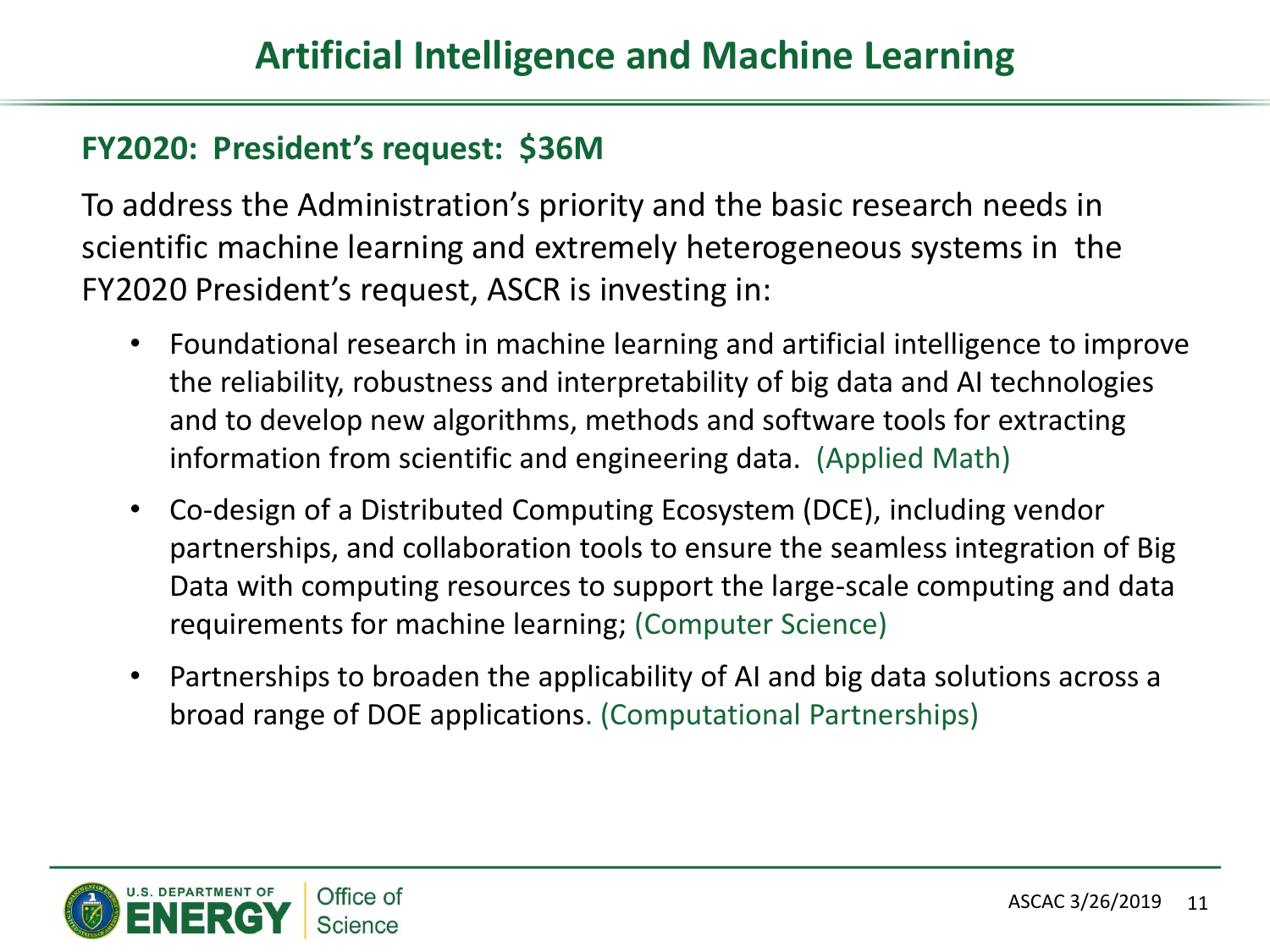# Artificial Intelligence and Machine Learning

**FY2020: President's request: $36M**

To address the Administration's priority and the basic research needs in scientific machine learning and extremely heterogeneous systems in the FY2020 President's request, ASCR is investing in:

- Foundational research in machine learning and artificial intelligence to improve the reliability, robustness and interpretability of big data and AI technologies and to develop new algorithms, methods and software tools for extracting information from scientific and engineering data. (Applied Math)
- Co-design of a Distributed Computing Ecosystem (DCE), including vendor partnerships, and collaboration tools to ensure the seamless integration of Big Data with computing resources to support the large-scale computing and data requirements for machine learning; (Computer Science)
- Partnerships to broaden the applicability of AI and big data solutions across a broad range of DOE applications. (Computational Partnerships)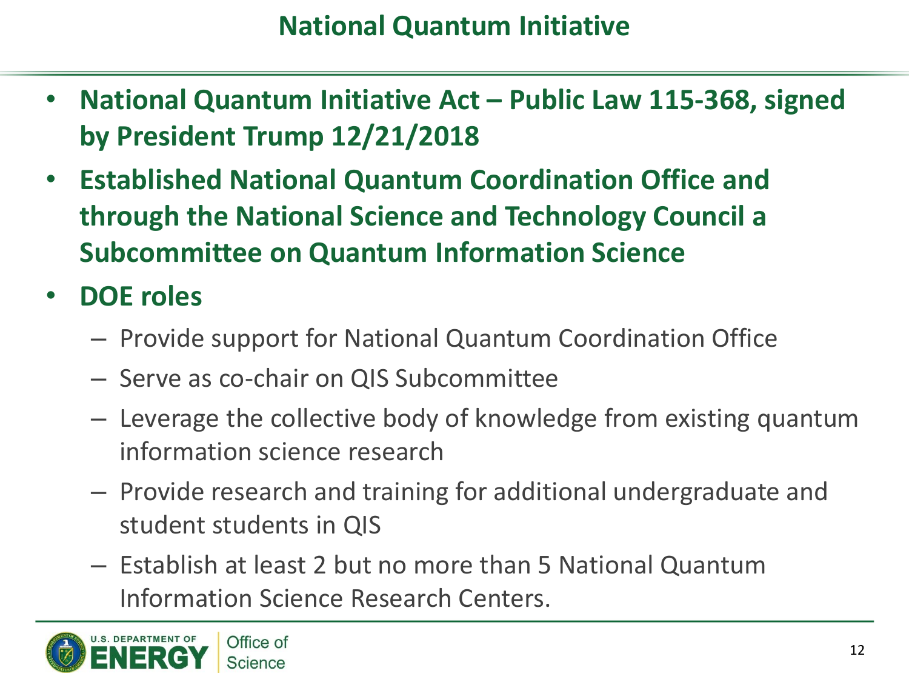# National Quantum Initiative

- **National Quantum Initiative Act – Public Law 115-368, signed by President Trump 12/21/2018**
- **Established National Quantum Coordination Office and through the National Science and Technology Council a Subcommittee on Quantum Information Science**
- **DOE roles**
  - Provide support for National Quantum Coordination Office
  - Serve as co-chair on QIS Subcommittee
  - Leverage the collective body of knowledge from existing quantum information science research
  - Provide research and training for additional undergraduate and student students in QIS
  - Establish at least 2 but no more than 5 National Quantum Information Science Research Centers.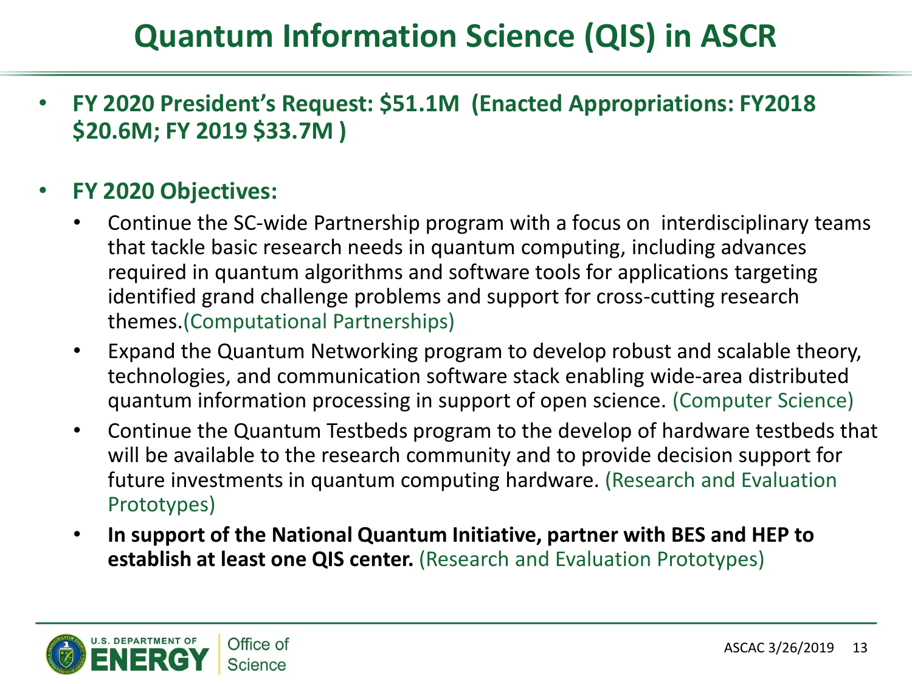# Quantum Information Science (QIS) in ASCR

- **FY 2020 President's Request: $51.1M (Enacted Appropriations: FY2018 $20.6M; FY 2019 $33.7M )**

- **FY 2020 Objectives:**
  - Continue the SC-wide Partnership program with a focus on interdisciplinary teams that tackle basic research needs in quantum computing, including advances required in quantum algorithms and software tools for applications targeting identified grand challenge problems and support for cross-cutting research themes.(Computational Partnerships)
  - Expand the Quantum Networking program to develop robust and scalable theory, technologies, and communication software stack enabling wide-area distributed quantum information processing in support of open science. (Computer Science)
  - Continue the Quantum Testbeds program to the develop of hardware testbeds that will be available to the research community and to provide decision support for future investments in quantum computing hardware. (Research and Evaluation Prototypes)
  - **In support of the National Quantum Initiative, partner with BES and HEP to establish at least one QIS center.** (Research and Evaluation Prototypes)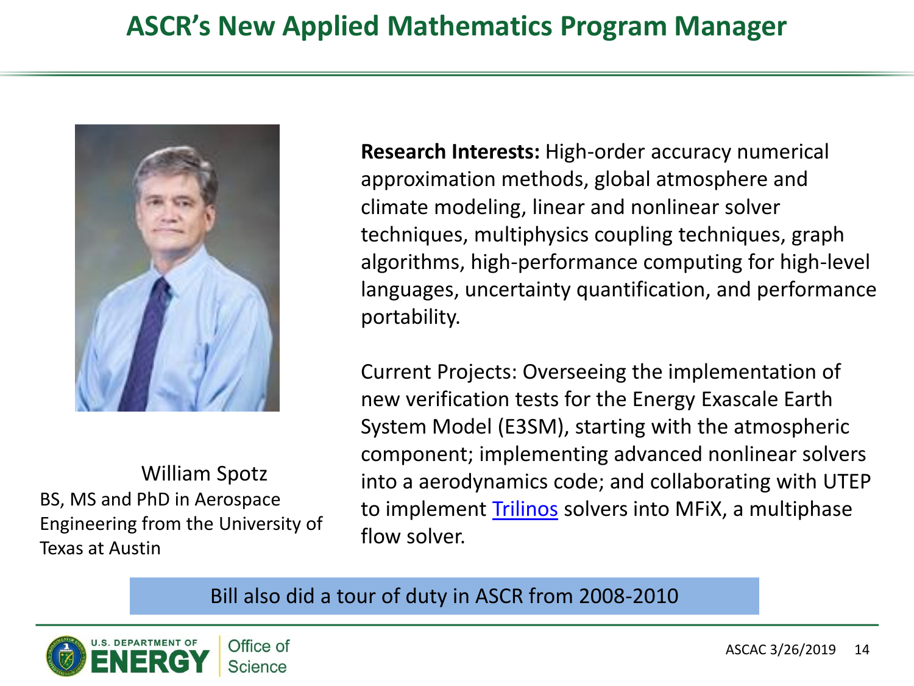# ASCR's New Applied Mathematics Program Manager

William Spotz
BS, MS and PhD in Aerospace Engineering from the University of Texas at Austin

**Research Interests:** High-order accuracy numerical approximation methods, global atmosphere and climate modeling, linear and nonlinear solver techniques, multiphysics coupling techniques, graph algorithms, high-performance computing for high-level languages, uncertainty quantification, and performance portability.

Current Projects: Overseeing the implementation of new verification tests for the Energy Exascale Earth System Model (E3SM), starting with the atmospheric component; implementing advanced nonlinear solvers into a aerodynamics code; and collaborating with UTEP to implement Trilinos solvers into MFiX, a multiphase flow solver.

Bill also did a tour of duty in ASCR from 2008-2010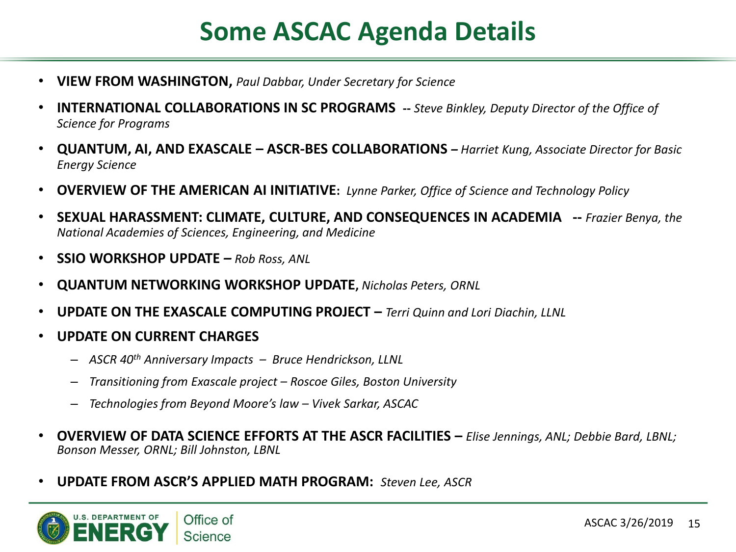# Some ASCAC Agenda Details

- **VIEW FROM WASHINGTON,** *Paul Dabbar, Under Secretary for Science*
- **INTERNATIONAL COLLABORATIONS IN SC PROGRAMS --** *Steve Binkley, Deputy Director of the Office of Science for Programs*
- **QUANTUM, AI, AND EXASCALE – ASCR-BES COLLABORATIONS –** *Harriet Kung, Associate Director for Basic Energy Science*
- **OVERVIEW OF THE AMERICAN AI INITIATIVE:** *Lynne Parker, Office of Science and Technology Policy*
- **SEXUAL HARASSMENT: CLIMATE, CULTURE, AND CONSEQUENCES IN ACADEMIA --** *Frazier Benya, the National Academies of Sciences, Engineering, and Medicine*
- **SSIO WORKSHOP UPDATE –** *Rob Ross, ANL*
- **QUANTUM NETWORKING WORKSHOP UPDATE,** *Nicholas Peters, ORNL*
- **UPDATE ON THE EXASCALE COMPUTING PROJECT –** *Terri Quinn and Lori Diachin, LLNL*
- **UPDATE ON CURRENT CHARGES**
  - *ASCR 40th Anniversary Impacts – Bruce Hendrickson, LLNL*
  - *Transitioning from Exascale project – Roscoe Giles, Boston University*
  - *Technologies from Beyond Moore's law – Vivek Sarkar, ASCAC*
- **OVERVIEW OF DATA SCIENCE EFFORTS AT THE ASCR FACILITIES –** *Elise Jennings, ANL; Debbie Bard, LBNL; Bonson Messer, ORNL; Bill Johnston, LBNL*
- **UPDATE FROM ASCR'S APPLIED MATH PROGRAM:** *Steven Lee, ASCR*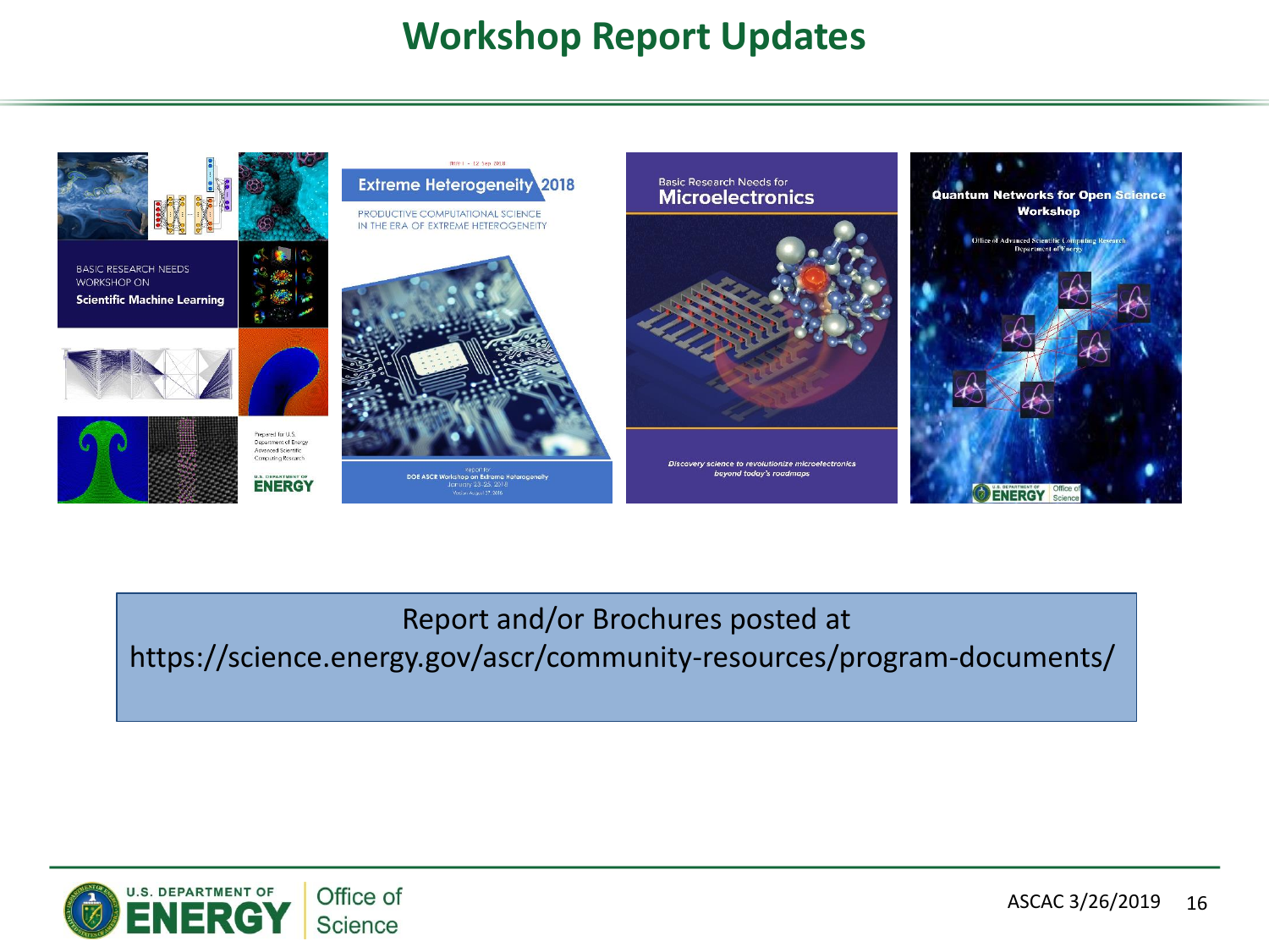# Workshop Report Updates

BASIC RESEARCH NEEDS WORKSHOP ON **Scientific Machine Learning**

Extreme Heterogeneity 2018 — PRODUCTIVE COMPUTATIONAL SCIENCE IN THE ERA OF EXTREME HETEROGENEITY

Basic Research Needs for Microelectronics — *Discovery science to revolutionize microelectronics beyond today's roadmaps*

Quantum Networks for Open Science Workshop

Report and/or Brochures posted at
https://science.energy.gov/ascr/community-resources/program-documents/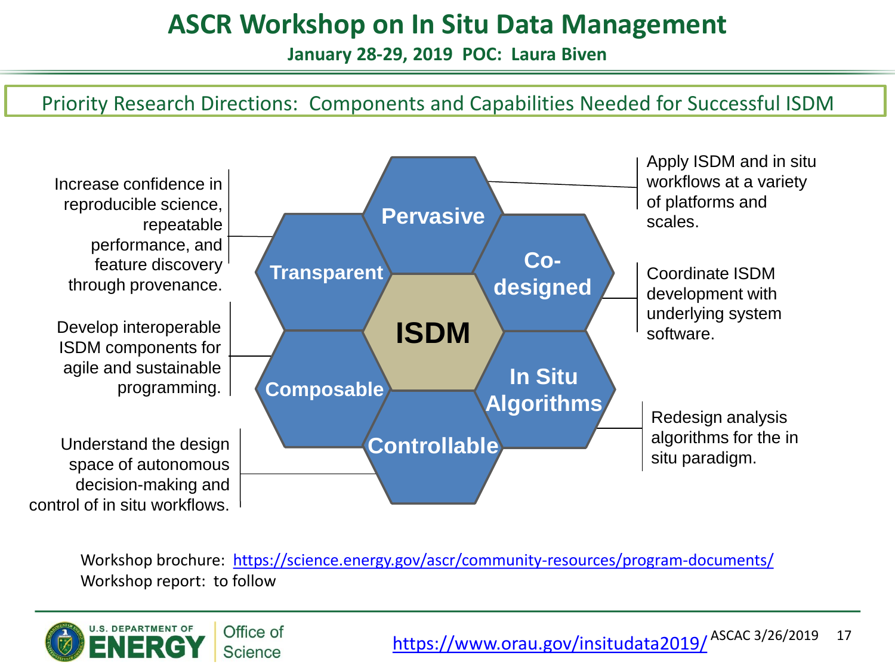# ASCR Workshop on In Situ Data Management

**January 28-29, 2019 POC: Laura Biven**

## Priority Research Directions: Components and Capabilities Needed for Successful ISDM

**ISDM**

- **Pervasive**: Apply ISDM and in situ workflows at a variety of platforms and scales.
- **Co-designed**: Coordinate ISDM development with underlying system software.
- **In Situ Algorithms**: Redesign analysis algorithms for the in situ paradigm.
- **Controllable**: Understand the design space of autonomous decision-making and control of in situ workflows.
- **Composable**: Develop interoperable ISDM components for agile and sustainable programming.
- **Transparent**: Increase confidence in reproducible science, repeatable performance, and feature discovery through provenance.

Workshop brochure: https://science.energy.gov/ascr/community-resources/program-documents/

Workshop report: to follow

https://www.orau.gov/insitudata2019/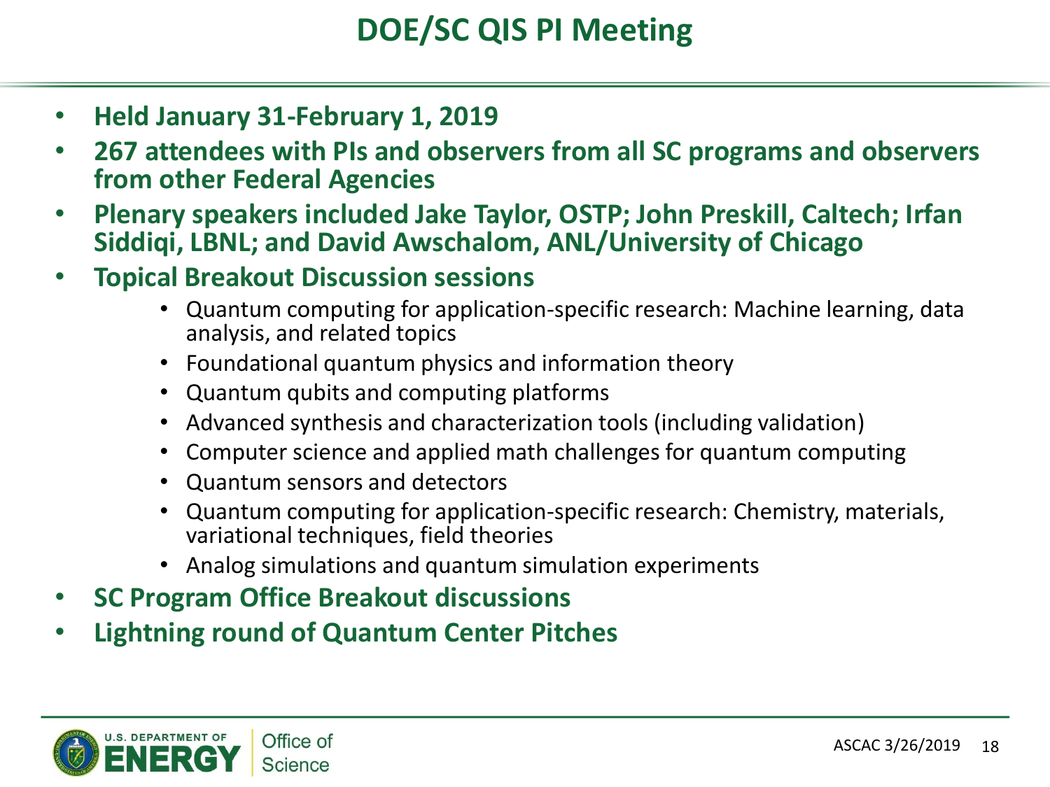# DOE/SC QIS PI Meeting

- **Held January 31-February 1, 2019**
- **267 attendees with PIs and observers from all SC programs and observers from other Federal Agencies**
- **Plenary speakers included Jake Taylor, OSTP; John Preskill, Caltech; Irfan Siddiqi, LBNL; and David Awschalom, ANL/University of Chicago**
- **Topical Breakout Discussion sessions**
  - Quantum computing for application-specific research: Machine learning, data analysis, and related topics
  - Foundational quantum physics and information theory
  - Quantum qubits and computing platforms
  - Advanced synthesis and characterization tools (including validation)
  - Computer science and applied math challenges for quantum computing
  - Quantum sensors and detectors
  - Quantum computing for application-specific research: Chemistry, materials, variational techniques, field theories
  - Analog simulations and quantum simulation experiments
- **SC Program Office Breakout discussions**
- **Lightning round of Quantum Center Pitches**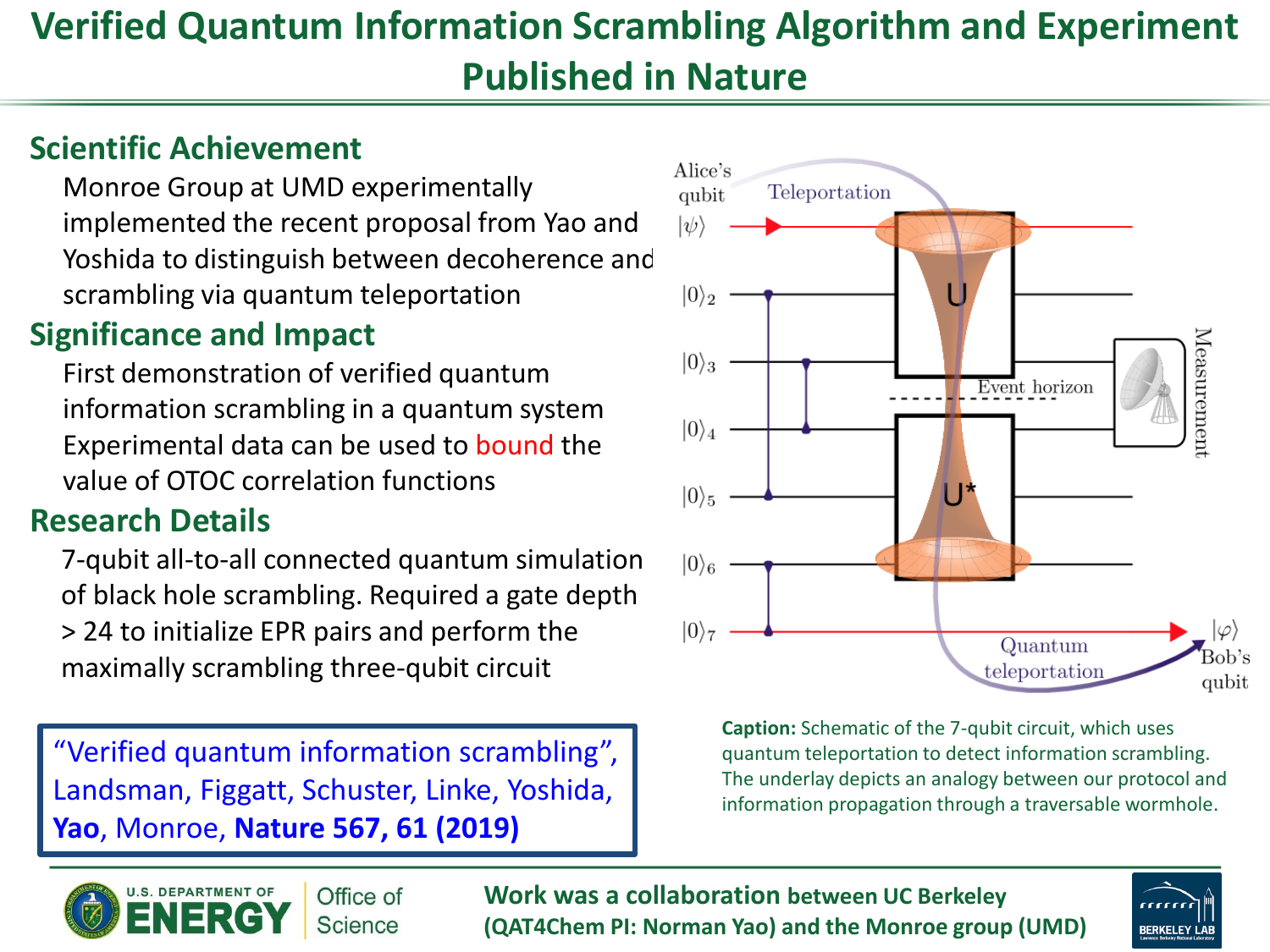# Verified Quantum Information Scrambling Algorithm and Experiment Published in Nature

## Scientific Achievement

Monroe Group at UMD experimentally implemented the recent proposal from Yao and Yoshida to distinguish between decoherence and scrambling via quantum teleportation

## Significance and Impact

First demonstration of verified quantum information scrambling in a quantum system

Experimental data can be used to bound the value of OTOC correlation functions

## Research Details

7-qubit all-to-all connected quantum simulation of black hole scrambling. Required a gate depth > 24 to initialize EPR pairs and perform the maximally scrambling three-qubit circuit

Alice's qubit

Teleportation

$|\psi\rangle$

$|0\rangle_2$

$|0\rangle_3$

$|0\rangle_4$

$|0\rangle_5$

$|0\rangle_6$

$|0\rangle_7$

U

Event horizon

U*

Measurement

Quantum teleportation

$|\varphi\rangle$

Bob's qubit

**Caption:** Schematic of the 7-qubit circuit, which uses quantum teleportation to detect information scrambling. The underlay depicts an analogy between our protocol and information propagation through a traversable wormhole.

"Verified quantum information scrambling", Landsman, Figgatt, Schuster, Linke, Yoshida, **Yao**, Monroe, **Nature 567, 61 (2019)**

U.S. DEPARTMENT OF ENERGY | Office of Science

**Work was a collaboration between UC Berkeley (QAT4Chem PI: Norman Yao) and the Monroe group (UMD)**

BERKELEY LAB